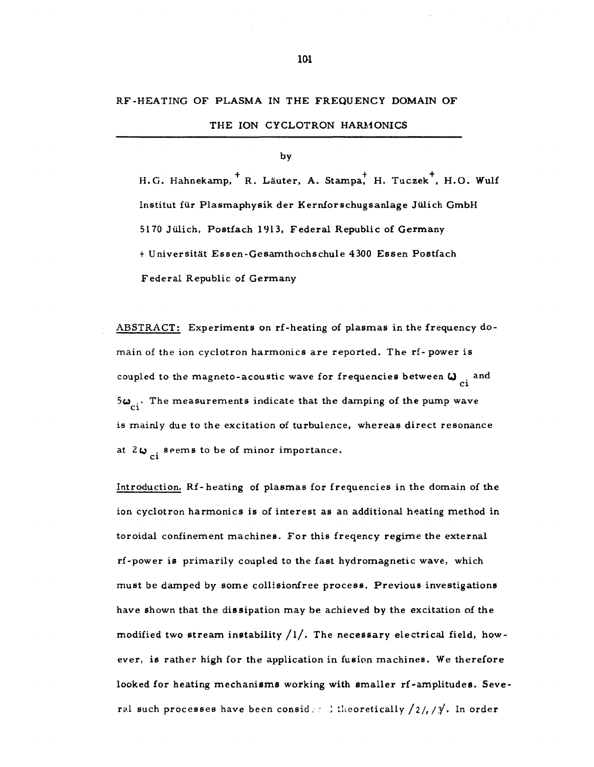# RF-HEATING OF PLASMA IN THE FREQUENCY DOMAIN OF THE ION CYCLOTRON HARMONICS

by

H.G. Hahnekamp,[+] R. Läuter, A. Stampa,[+] H. Tuczek[+], H.O. Wulf

Institut für Plasmaphysik der Kernforschugsanlage Jülich GmbH

5170 Jülich, Postfach 1913, Federal Republic of Germany

+ Universität Essen-Gesamthochschule 4300 Essen Postfach

Federal Republic of Germany

ABSTRACT: Experiments on rf-heating of plasmas in the frequency domain of the ion cyclotron harmonics are reported. The rf-power is coupled to the magneto-acoustic wave for frequencies between $\omega_{ci}$ and $5\omega_{ci}$. The measurements indicate that the damping of the pump wave is mainly due to the excitation of turbulence, whereas direct resonance at $2\omega_{ci}$ seems to be of minor importance.

Introduction. Rf-heating of plasmas for frequencies in the domain of the ion cyclotron harmonics is of interest as an additional heating method in toroidal confinement machines. For this freqency regime the external rf-power is primarily coupled to the fast hydromagnetic wave, which must be damped by some collisionfree process. Previous investigations have shown that the dissipation may be achieved by the excitation of the modified two stream instability /1/. The necessary electrical field, however, is rather high for the application in fusion machines. We therefore looked for heating mechanisms working with smaller rf-amplitudes. Several such processes have been considered theoretically /2/, /3/. In order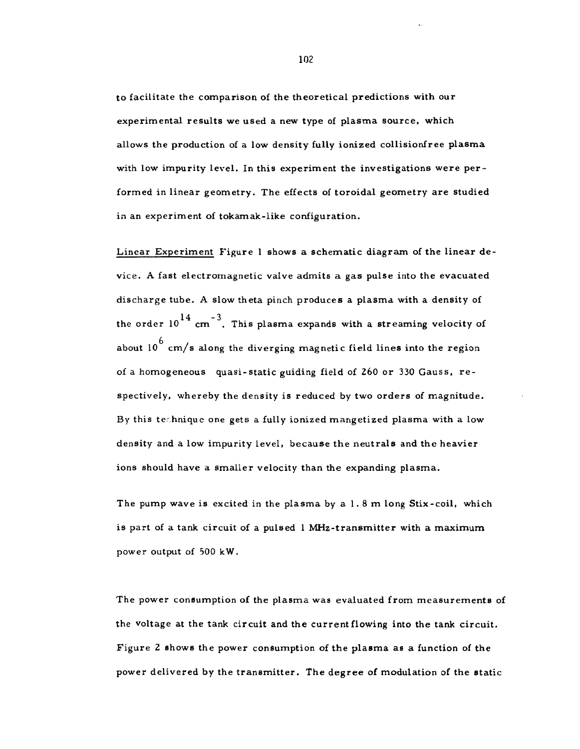to facilitate the comparison of the theoretical predictions with our experimental results we used a new type of plasma source, which allows the production of a low density fully ionized collisionfree plasma with low impurity level. In this experiment the investigations were performed in linear geometry. The effects of toroidal geometry are studied in an experiment of tokamak-like configuration.

Linear Experiment Figure 1 shows a schematic diagram of the linear device. A fast electromagnetic valve admits a gas pulse into the evacuated discharge tube. A slow theta pinch produces a plasma with a density of the order $10^{14}$ $cm^{-3}$. This plasma expands with a streaming velocity of about $10^{6}$ cm/s along the diverging magnetic field lines into the region of a homogeneous quasi-static guiding field of 260 or 330 Gauss, respectively, whereby the density is reduced by two orders of magnitude. By this technique one gets a fully ionized mangetized plasma with a low density and a low impurity level, because the neutrals and the heavier ions should have a smaller velocity than the expanding plasma.

The pump wave is excited in the plasma by a 1.8 m long Stix-coil, which is part of a tank circuit of a pulsed 1 MHz-transmitter with a maximum power output of 500 kW.

The power consumption of the plasma was evaluated from measurements of the voltage at the tank circuit and the current flowing into the tank circuit. Figure 2 shows the power consumption of the plasma as a function of the power delivered by the transmitter. The degree of modulation of the static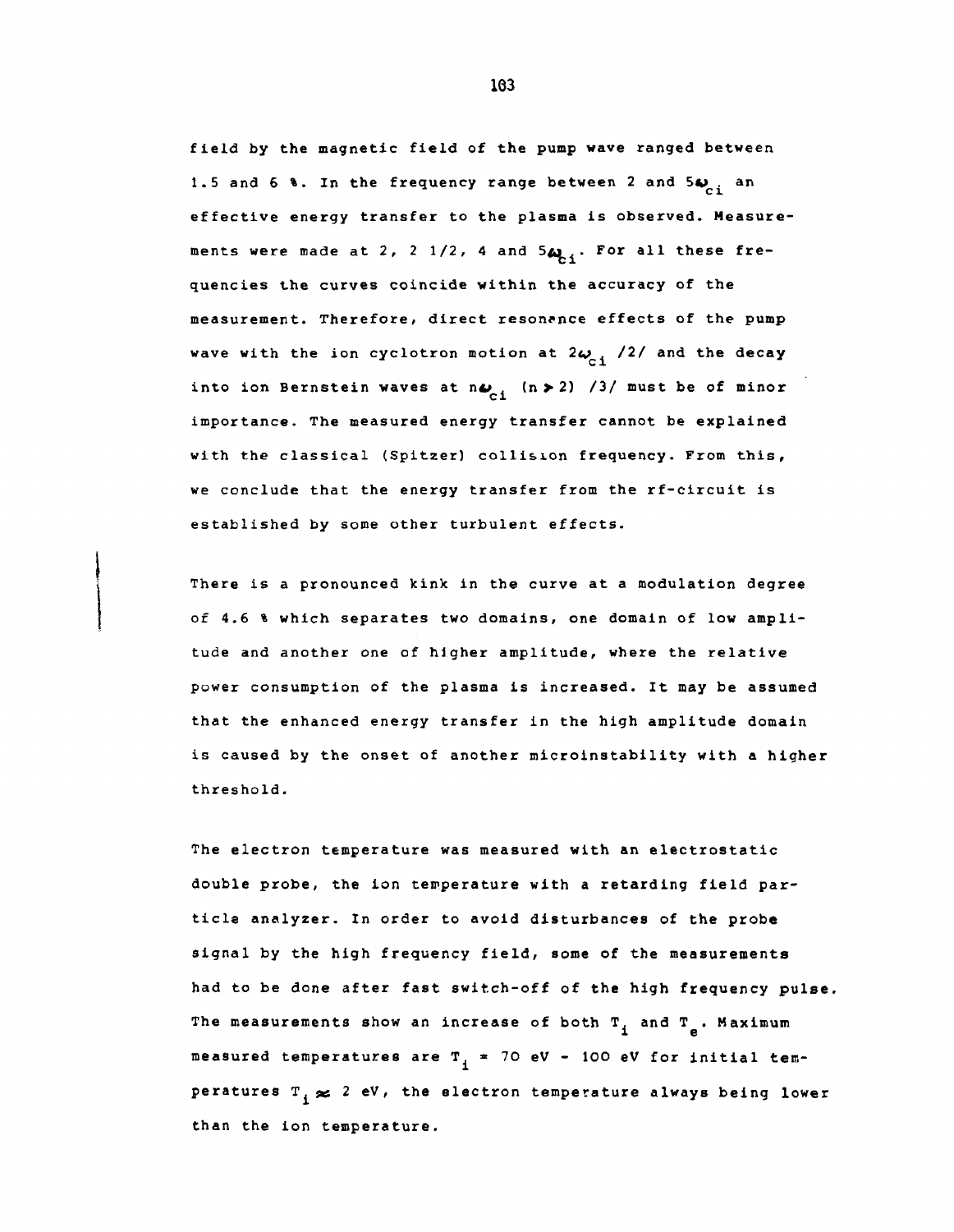field by the magnetic field of the pump wave ranged between 1.5 and 6 %. In the frequency range between 2 and $5\omega_{ci}$ an effective energy transfer to the plasma is observed. Measurements were made at 2, 2 1/2, 4 and $5\omega_{ci}$. For all these frequencies the curves coincide within the accuracy of the measurement. Therefore, direct resonance effects of the pump wave with the ion cyclotron motion at $2\omega_{ci}$ /2/ and the decay into ion Bernstein waves at $n\omega_{ci}$ $(n > 2)$ /3/ must be of minor importance. The measured energy transfer cannot be explained with the classical (Spitzer) collision frequency. From this, we conclude that the energy transfer from the rf-circuit is established by some other turbulent effects.

There is a pronounced kink in the curve at a modulation degree of 4.6 % which separates two domains, one domain of low amplitude and another one of higher amplitude, where the relative power consumption of the plasma is increased. It may be assumed that the enhanced energy transfer in the high amplitude domain is caused by the onset of another microinstability with a higher threshold.

The electron temperature was measured with an electrostatic double probe, the ion temperature with a retarding field particle analyzer. In order to avoid disturbances of the probe signal by the high frequency field, some of the measurements had to be done after fast switch-off of the high frequency pulse. The measurements show an increase of both $T_i$ and $T_e$. Maximum measured temperatures are $T_i$ = 70 eV - 100 eV for initial temperatures $T_i \approx 2$ eV, the electron temperature always being lower than the ion temperature.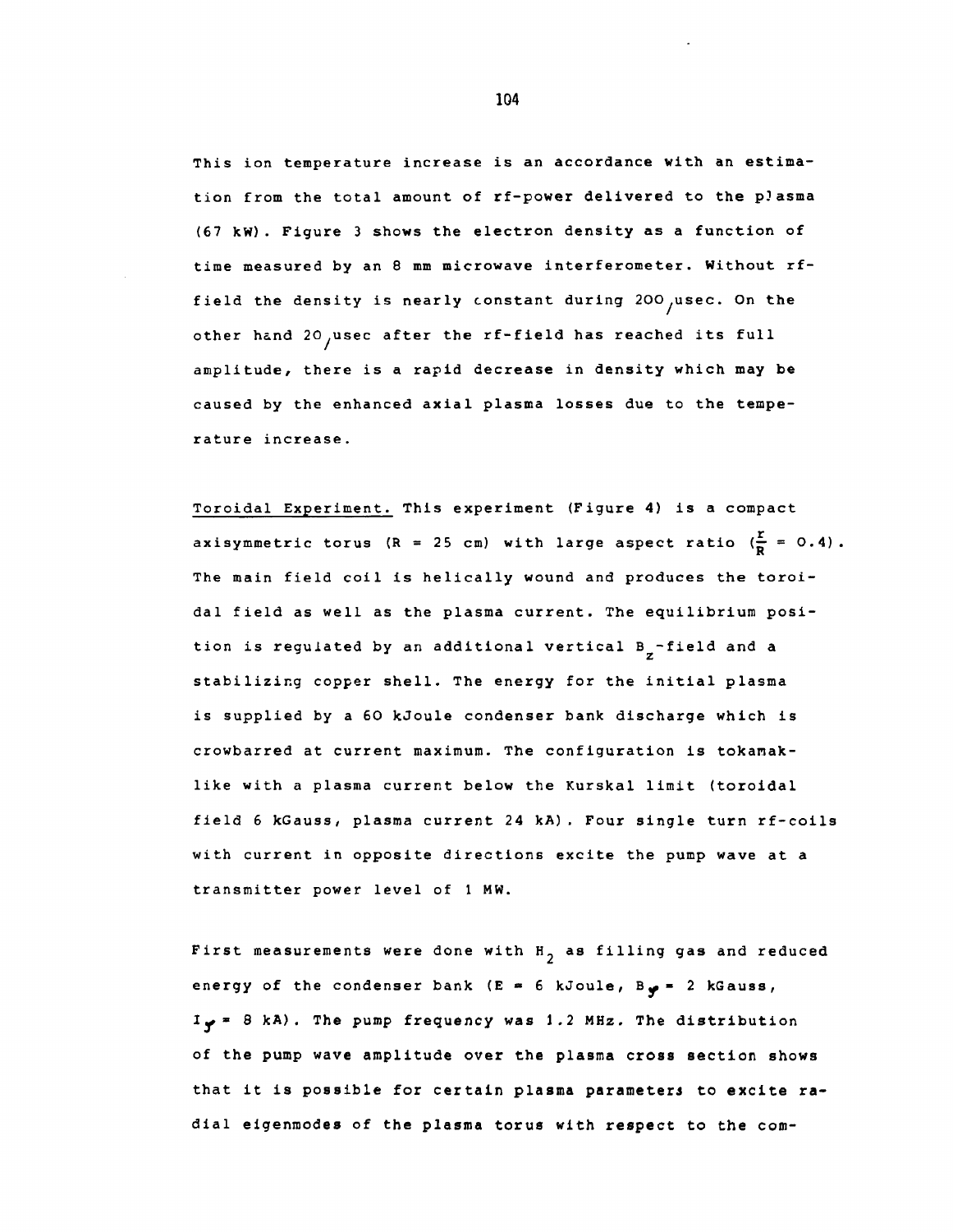This ion temperature increase is an accordance with an estimation from the total amount of rf-power delivered to the plasma (67 kW). Figure 3 shows the electron density as a function of time measured by an 8 mm microwave interferometer. Without rf-field the density is nearly constant during 200 $\mu$sec. On the other hand 20 $\mu$sec after the rf-field has reached its full amplitude, there is a rapid decrease in density which may be caused by the enhanced axial plasma losses due to the temperature increase.

Toroidal Experiment. This experiment (Figure 4) is a compact axisymmetric torus (R = 25 cm) with large aspect ratio ($\frac{r}{R}$ = 0.4). The main field coil is helically wound and produces the toroidal field as well as the plasma current. The equilibrium position is regulated by an additional vertical $B_z$-field and a stabilizing copper shell. The energy for the initial plasma is supplied by a 60 kJoule condenser bank discharge which is crowbarred at current maximum. The configuration is tokamak-like with a plasma current below the Kurskal limit (toroidal field 6 kGauss, plasma current 24 kA). Four single turn rf-coils with current in opposite directions excite the pump wave at a transmitter power level of 1 MW.

First measurements were done with $H_2$ as filling gas and reduced energy of the condenser bank (E = 6 kJoule, $B_\varphi$ = 2 kGauss, $I_\varphi$ = 8 kA). The pump frequency was 1.2 MHz. The distribution of the pump wave amplitude over the plasma cross section shows that it is possible for certain plasma parameters to excite radial eigenmodes of the plasma torus with respect to the com-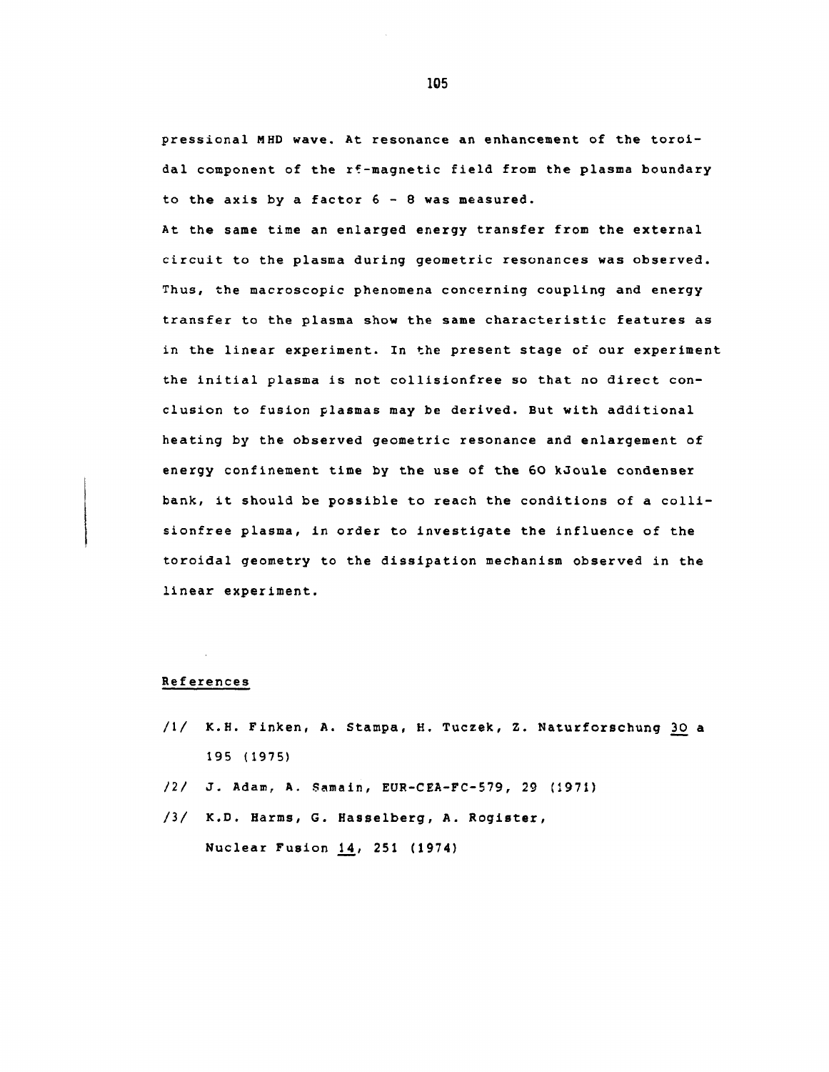pressional MHD wave. At resonance an enhancement of the toroidal component of the rf-magnetic field from the plasma boundary to the axis by a factor 6 - 8 was measured.

At the same time an enlarged energy transfer from the external circuit to the plasma during geometric resonances was observed. Thus, the macroscopic phenomena concerning coupling and energy transfer to the plasma show the same characteristic features as in the linear experiment. In the present stage of our experiment the initial plasma is not collisionfree so that no direct conclusion to fusion plasmas may be derived. But with additional heating by the observed geometric resonance and enlargement of energy confinement time by the use of the 60 kJoule condenser bank, it should be possible to reach the conditions of a collisionfree plasma, in order to investigate the influence of the toroidal geometry to the dissipation mechanism observed in the linear experiment.

## References

/1/ K.H. Finken, A. Stampa, H. Tuczek, Z. Naturforschung 30 a 195 (1975)

/2/ J. Adam, A. Samain, EUR-CEA-FC-579, 29 (1971)

/3/ K.D. Harms, G. Hasselberg, A. Rogister, Nuclear Fusion 14, 251 (1974)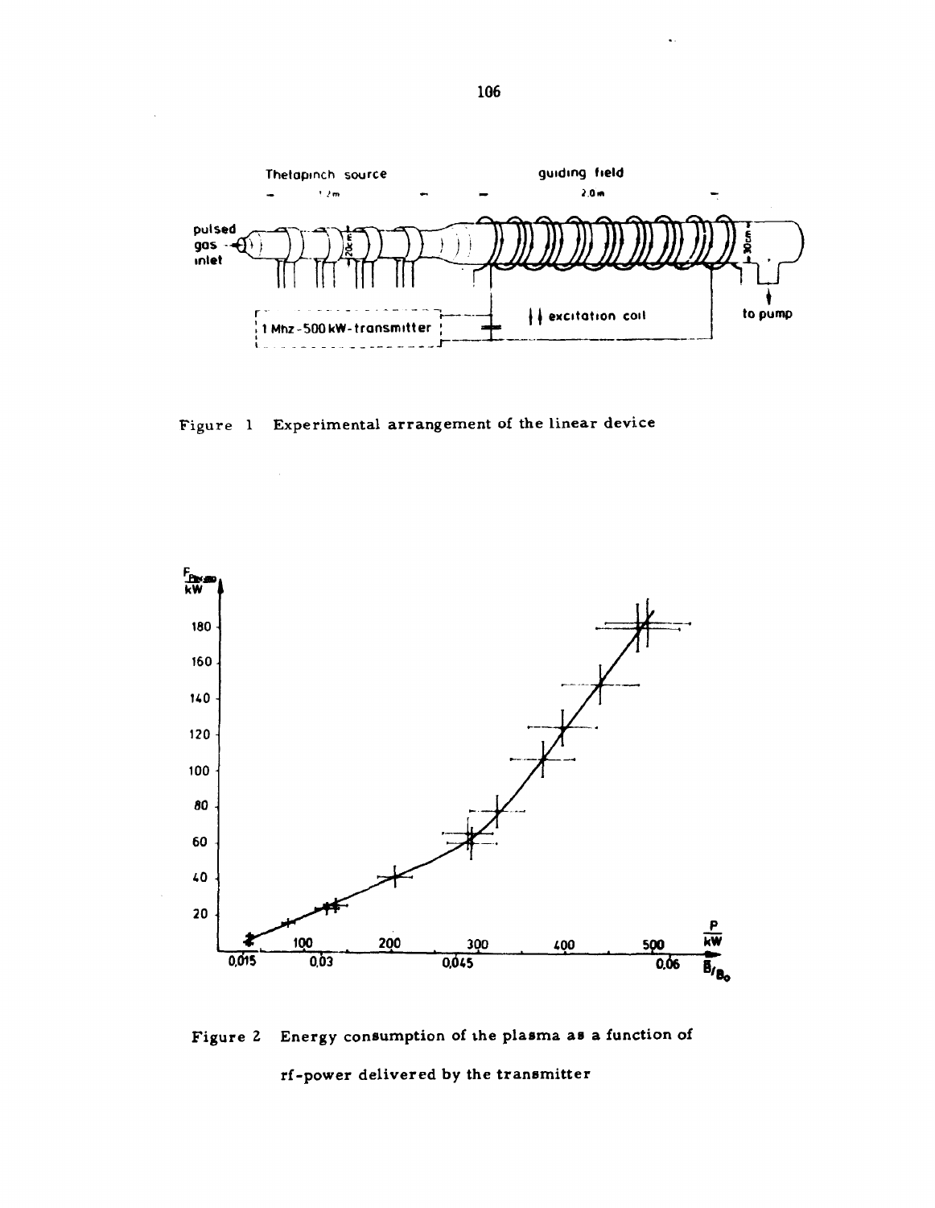Figure 1 Experimental arrangement of the linear device

Figure 2 Energy consumption of the plasma as a function of rf-power delivered by the transmitter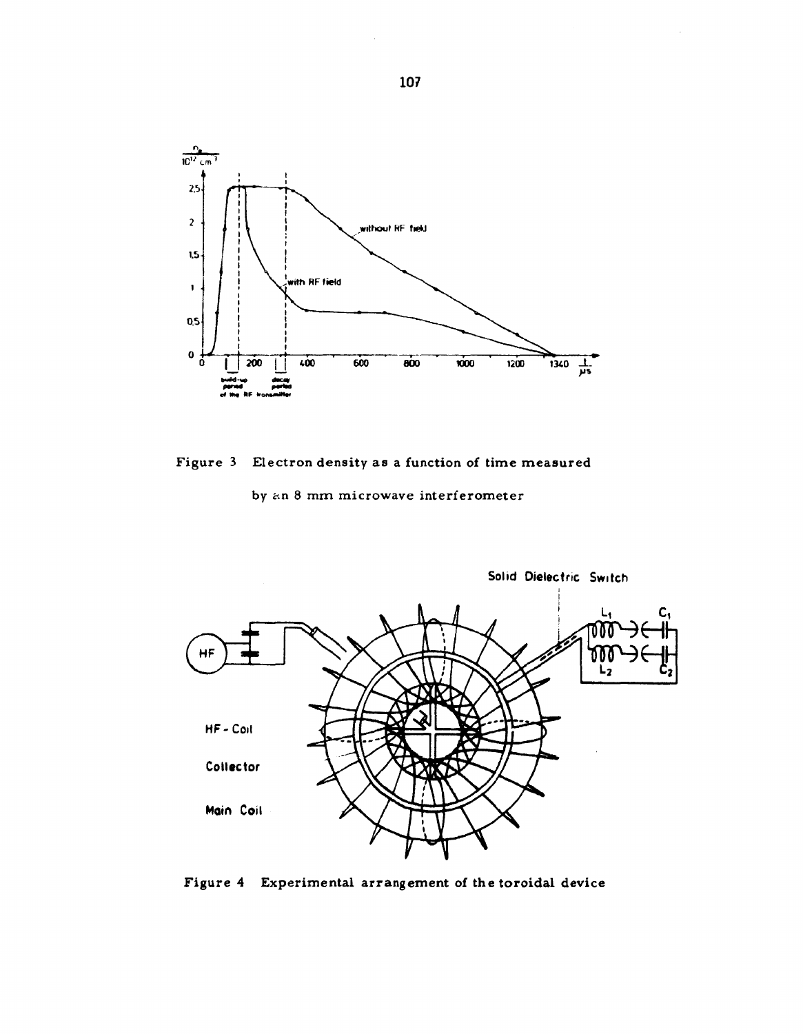$\frac{n_e}{10^{12}\ cm^{-3}}$

2.5

2

1.5

1

0.5

0

0 200 400 600 800 1000 1200 1340 $\frac{t}{\mu s}$

without RF field

with RF field

build-up period | decay period | of the RF transmitter

Figure 3 Electron density as a function of time measured by an 8 mm microwave interferometer

Solid Dielectric Switch

$L_1$ $C_1$

$L_2$ $C_2$

HF

HF - Coil

Collector

Main Coil

Figure 4 Experimental arrangement of the toroidal device